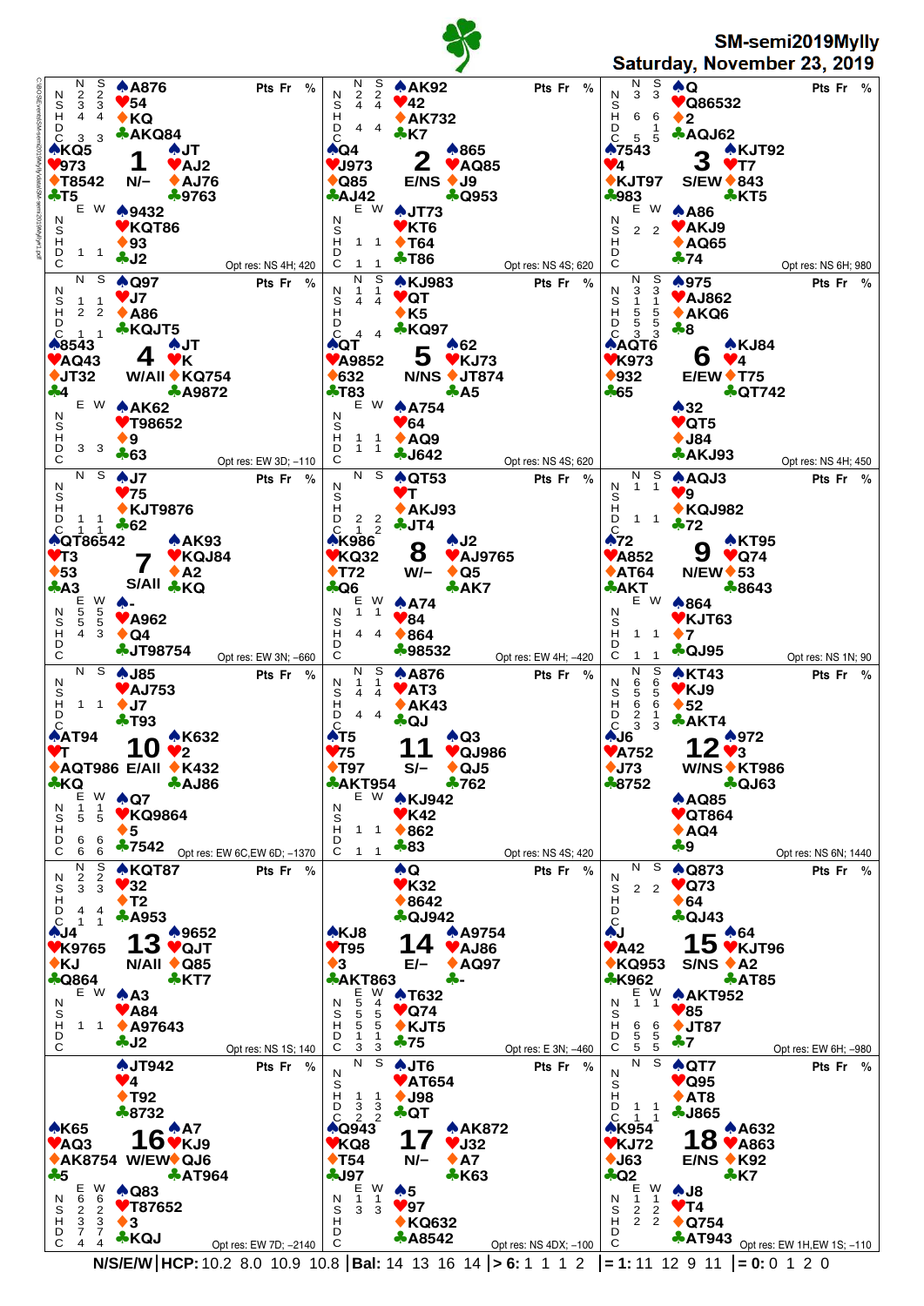# SM-semi2019Mylly

**Saturday, November 23, 2019**

## Board 1 — N/– (Dealer N, Vul None)

Makeable contracts (N S E W): N 2 2 / S 3 3 / H 4 4 / D – / C 3 3 ; E W: N – / S – / H – / D 1 1 / C – (as printed: N –, S –, H –, D 1 1)

- North: ♠A876 ♥54 ♦KQ ♣AKQ84
- West: ♠KQ5 ♥973 ♦T8542 ♣T5
- East: ♠JT ♥AJ2 ♦AJ76 ♣9763
- South: ♠9432 ♥KQT86 ♦93 ♣J2

Opt res: NS 4H; 420

## Board 2 — E/NS

- North: ♠AK92 ♥42 ♦AK732 ♣K7
- West: ♠Q4 ♥J973 ♦Q85 ♣AJ42
- East: ♠865 ♥AQ85 ♦J9 ♣Q953
- South: ♠JT73 ♥KT6 ♦T64 ♣T86

NS: N 2 2 / S 4 4 / H – / D 4 4 / C – ; EW: H 1 1 / D – / C 1 1

Opt res: NS 4S; 620

## Board 3 — S/EW

- North: ♠Q ♥Q86532 ♦2 ♣AQJ62
- West: ♠7543 ♥4 ♦KJT97 ♣983
- East: ♠KJT92 ♥T7 ♦843 ♣KT5
- South: ♠A86 ♥AKJ9 ♦AQ65 ♣74

NS: N 3 3 / H 6 6 / D 1 / C 5 5 ; EW: S 2 2

Opt res: NS 6H; 980

## Board 4 — W/All

- North: ♠Q97 ♥J7 ♦A86 ♣KQJT5
- West: ♠8543 ♥AQ43 ♦JT32 ♣4
- East: ♠JT ♥K ♦KQ754 ♣A9872
- South: ♠AK62 ♥T98652 ♦9 ♣63

NS: S 1 1 / H 2 2 / C 1 1 ; EW: D 3 3

Opt res: EW 3D; –110

## Board 5 — N/NS

- North: ♠KJ983 ♥QT ♦K5 ♣KQ97
- West: ♠QT ♥A9852 ♦632 ♣T83
- East: ♠62 ♥KJ73 ♦JT874 ♣A5
- South: ♠A754 ♥64 ♦AQ9 ♣J642

NS: N 1 1 / S 4 4 / C 4 4 ; EW: H 1 1 / D 1 1

Opt res: NS 4S; 620

## Board 6 — E/EW

- North: ♠975 ♥AJ862 ♦AKQ6 ♣8
- West: ♠AQT6 ♥K973 ♦932 ♣65
- East: ♠KJ84 ♥4 ♦T75 ♣QT742
- South: ♠32 ♥QT5 ♦J84 ♣AKJ93

NS: N 3 3 / S 1 1 / H 5 5 / D 5 5 / C 3 3

Opt res: NS 4H; 450

## Board 7 — S/All

- North: ♠J7 ♥75 ♦KJT9876 ♣62
- West: ♠QT86542 ♥T3 ♦53 ♣A3
- East: ♠AK93 ♥KQJ84 ♦A2 ♣KQ
- South: ♠– ♥A962 ♦Q4 ♣JT98754

NS: D 1 1 / C 1 1 ; EW: N 5 5 / S 5 5 / H 4 3

Opt res: EW 3N; –660

## Board 8 — W/–

- North: ♠QT53 ♥T ♦AKJ93 ♣JT4
- West: ♠K986 ♥KQ32 ♦T72 ♣Q6
- East: ♠J2 ♥AJ9765 ♦Q5 ♣AK7
- South: ♠A74 ♥84 ♦864 ♣98532

NS: D 2 2 / C 1 2 ; EW: N 1 1 / H 4 4

Opt res: EW 4H; –420

## Board 9 — N/EW

- North: ♠AQJ3 ♥9 ♦KQJ982 ♣72
- West: ♠72 ♥A852 ♦AT64 ♣AKT
- East: ♠KT95 ♥Q74 ♦53 ♣8643
- South: ♠864 ♥KJT63 ♦7 ♣QJ95

NS: N 1 1 / D 1 1 ; EW: H 1 1 / C 1 1

Opt res: NS 1N; 90

## Board 10 — E/All

- North: ♠J85 ♥AJ753 ♦J7 ♣T93
- West: ♠AT94 ♥T ♦AQT986 ♣KQ
- East: ♠K632 ♥2 ♦K432 ♣AJ86
- South: ♠Q7 ♥KQ9864 ♦5 ♣7542

NS: H 1 1 ; EW: N 1 1 / S 5 5 / D 6 6 / C 6 6

Opt res: EW 6C,EW 6D; –1370

## Board 11 — S/–

- North: ♠A876 ♥AT3 ♦AK43 ♣QJ
- West: ♠T5 ♥75 ♦T97 ♣AKT954
- East: ♠Q3 ♥QJ986 ♦QJ5 ♣762
- South: ♠KJ942 ♥K42 ♦862 ♣83

NS: N 1 1 / S 4 4 / D 4 4 ; EW: H 1 1 / C 1 1

Opt res: NS 4S; 420

## Board 12 — W/NS

- North: ♠KT43 ♥KJ9 ♦52 ♣AKT4
- West: ♠J6 ♥A752 ♦J73 ♣8752
- East: ♠972 ♥3 ♦KT986 ♣QJ63
- South: ♠AQ85 ♥QT864 ♦AQ4 ♣9

NS: N 6 6 / S 5 5 / H 6 6 / D 2 1 / C 3 3

Opt res: NS 6N; 1440

## Board 13 — N/All

- North: ♠KQT87 ♥32 ♦T2 ♣A953
- West: ♠J4 ♥K9765 ♦KJ ♣Q864
- East: ♠9652 ♥QJT ♦Q85 ♣KT7
- South: ♠A3 ♥A84 ♦A97643 ♣J2

NS: N 2 2 / S 3 3 / D 4 4 / C 1 1 ; EW: H 1 1

Opt res: NS 1S; 140

## Board 14 — E/–

- North: ♠Q ♥K32 ♦8642 ♣QJ942
- West: ♠KJ8 ♥T95 ♦3 ♣AKT863
- East: ♠A9754 ♥AJ86 ♦AQ97 ♣–
- South: ♠T632 ♥Q74 ♦KJT5 ♣75

EW: N 5 4 / S 5 5 / H 5 5 / D 1 1 / C 3 3

Opt res: E 3N; –460

## Board 15 — S/NS

- North: ♠Q873 ♥Q73 ♦64 ♣QJ43
- West: ♠J ♥A42 ♦KQ953 ♣K962
- East: ♠64 ♥KJT96 ♦A2 ♣AT85
- South: ♠AKT952 ♥85 ♦JT87 ♣7

NS: S 2 2 ; EW: N 1 1 / H 6 6 / D 5 5 / C 5 5

Opt res: EW 6H; –980

## Board 16 — W/EW

- North: ♠JT942 ♥4 ♦T92 ♣8732
- West: ♠K65 ♥AQ3 ♦AK8754 ♣5
- East: ♠A7 ♥KJ9 ♦QJ6 ♣AT964
- South: ♠Q83 ♥T87652 ♦3 ♣KQJ

EW: N 6 6 / S 2 2 / H 3 3 / D 7 7 / C 4 4

Opt res: EW 7D; –2140

## Board 17 — N/–

- North: ♠JT6 ♥AT654 ♦J98 ♣QT
- West: ♠Q943 ♥KQ8 ♦T54 ♣J97
- East: ♠AK872 ♥J32 ♦A7 ♣K63
- South: ♠5 ♥97 ♦KQ632 ♣A8542

NS: H 1 1 / D 3 3 / C 2 2 ; EW: N 1 1 / S 3 3

Opt res: NS 4DX; –100

## Board 18 — E/NS

- North: ♠QT7 ♥Q95 ♦AT8 ♣J865
- West: ♠K954 ♥KJ72 ♦J63 ♣Q2
- East: ♠A632 ♥A863 ♦K92 ♣K7
- South: ♠J8 ♥T4 ♦Q754 ♣AT943

NS: D 1 1 / C 1 1 ; EW: N 1 1 / S 2 2 / H 2 2

Opt res: EW 1H,EW 1S; –110

---

**N/S/E/W | HCP:** 10.2 8.0 10.9 10.8 | **Bal:** 14 13 16 14 | **> 6:** 1 1 1 2 | **= 1:** 11 12 9 11 | **= 0:** 0 1 2 0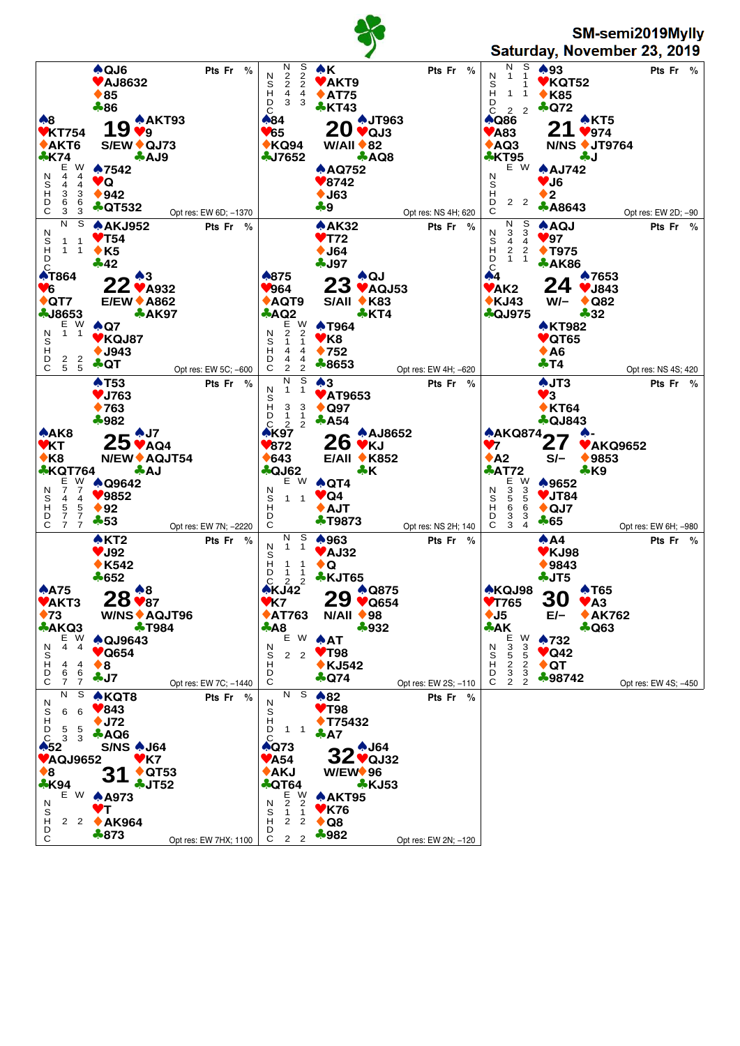# SM-semi2019Mylly

**Saturday, November 23, 2019**

## Board 19

S/EW

- North: ♠QJ6 ♥AJ8632 ♦85 ♣86
- West: ♠8 ♥KT754 ♦AKT6 ♣K74
- East: ♠AKT93 ♥9 ♦QJ73 ♣AJ9
- South: ♠7542 ♥Q ♦942 ♣QT532

| | E | W |
|---|---|---|
| N | 4 | 4 |
| S | 4 | 4 |
| H | 3 | 3 |
| D | 6 | 6 |
| C | 3 | 3 |

Opt res: EW 6D; −1370

## Board 20

W/All

- North: ♠K ♥AKT9 ♦AT75 ♣KT43
- West: ♠84 ♥65 ♦KQ94 ♣J7652
- East: ♠JT963 ♥QJ3 ♦82 ♣AQ8
- South: ♠AQ752 ♥8742 ♦J63 ♣9

| | N | S |
|---|---|---|
| N | 2 | 2 |
| S | 2 | 2 |
| H | 4 | 4 |
| D | 3 | 3 |
| C | | |

Opt res: NS 4H; 620

## Board 21

N/NS

- North: ♠93 ♥KQT52 ♦K85 ♣Q72
- West: ♠Q86 ♥A83 ♦AQ3 ♣KT95
- East: ♠KT5 ♥974 ♦JT9764 ♣J
- South: ♠AJ742 ♥J6 ♦2 ♣A8643

| | N | S | E | W |
|---|---|---|---|---|
| N | 1 | 1 | | |
| S | | 1 | | |
| H | 1 | 1 | | |
| D | | | 2 | 2 |
| C | 2 | 2 | | |

Opt res: EW 2D; −90

## Board 22

E/EW

- North: ♠AKJ952 ♥T54 ♦K5 ♣42
- West: ♠T864 ♥6 ♦QT7 ♣J8653
- East: ♠3 ♥A932 ♦A862 ♣AK97
- South: ♠Q7 ♥KQJ87 ♦J943 ♣QT

| | N | S | E | W |
|---|---|---|---|---|
| N | | | 1 | 1 |
| S | 1 | 1 | | |
| H | 1 | 1 | | |
| D | | | 2 | 2 |
| C | | | 5 | 5 |

Opt res: EW 5C; −600

## Board 23

S/All

- North: ♠AK32 ♥T72 ♦J64 ♣J97
- West: ♠875 ♥964 ♦AQT9 ♣AQ2
- East: ♠QJ ♥AQJ53 ♦K83 ♣KT4
- South: ♠T964 ♥K8 ♦752 ♣8653

| | E | W |
|---|---|---|
| N | 2 | 2 |
| S | 1 | 1 |
| H | 4 | 4 |
| D | 4 | 4 |
| C | 2 | 2 |

Opt res: EW 4H; −620

## Board 24

W/–

- North: ♠AQJ ♥97 ♦T975 ♣AK86
- West: ♠4 ♥AK2 ♦KJ43 ♣QJ975
- East: ♠7653 ♥J843 ♦Q82 ♣32
- South: ♠KT982 ♥QT65 ♦A6 ♣T4

| | N | S |
|---|---|---|
| N | 3 | 3 |
| S | 4 | 4 |
| H | 2 | 2 |
| D | 1 | 1 |
| C | | |

Opt res: NS 4S; 420

## Board 25

N/EW

- North: ♠T53 ♥J763 ♦763 ♣982
- West: ♠AK8 ♥KT ♦K8 ♣KQT764
- East: ♠J7 ♥AQ4 ♦AQJT54 ♣AJ
- South: ♠Q9642 ♥9852 ♦92 ♣53

| | E | W |
|---|---|---|
| N | 7 | 7 |
| S | 4 | 4 |
| H | 5 | 5 |
| D | 7 | 7 |
| C | 7 | 7 |

Opt res: EW 7N; −2220

## Board 26

E/All

- North: ♠3 ♥AT9653 ♦Q97 ♣A54
- West: ♠K97 ♥872 ♦643 ♣QJ62
- East: ♠AJ8652 ♥KJ ♦K852 ♣K
- South: ♠QT4 ♥Q4 ♦AJT ♣T9873

| | N | S | E | W |
|---|---|---|---|---|
| N | 1 | 1 | | |
| S | | | 1 | 1 |
| H | 3 | 3 | | |
| D | 1 | 1 | | |
| C | 2 | 2 | | |

Opt res: NS 2H; 140

## Board 27

S/–

- North: ♠JT3 ♥3 ♦KT64 ♣QJ843
- West: ♠AKQ874 ♥7 ♦A2 ♣AT72
- East: ♠– ♥AKQ9652 ♦9853 ♣K9
- South: ♠9652 ♥JT84 ♦QJ7 ♣65

| | E | W |
|---|---|---|
| N | 3 | 3 |
| S | 5 | 5 |
| H | 6 | 6 |
| D | 3 | 3 |
| C | 3 | 4 |

Opt res: EW 6H; −980

## Board 28

W/NS

- North: ♠KT2 ♥J92 ♦K542 ♣652
- West: ♠A75 ♥AKT3 ♦73 ♣AKQ3
- East: ♠8 ♥87 ♦AQJT96 ♣T984
- South: ♠QJ9643 ♥Q654 ♦8 ♣J7

| | E | W |
|---|---|---|
| N | 4 | 4 |
| S | | |
| H | 4 | 4 |
| D | 6 | 6 |
| C | 7 | 7 |

Opt res: EW 7C; −1440

## Board 29

N/All

- North: ♠963 ♥AJ32 ♦Q ♣KJT65
- West: ♠KJ42 ♥K7 ♦AT763 ♣A8
- East: ♠Q875 ♥Q654 ♦98 ♣932
- South: ♠AT ♥T98 ♦KJ542 ♣Q74

| | N | S | E | W |
|---|---|---|---|---|
| N | 1 | 1 | | |
| S | | | 2 | 2 |
| H | 1 | 1 | | |
| D | 1 | 1 | | |
| C | 2 | 2 | | |

Opt res: EW 2S; −110

## Board 30

E/–

- North: ♠A4 ♥KJ98 ♦9843 ♣JT5
- West: ♠KQJ98 ♥T765 ♦J5 ♣AK
- East: ♠T65 ♥A3 ♦AK762 ♣Q63
- South: ♠732 ♥Q42 ♦QT ♣98742

| | E | W |
|---|---|---|
| N | 3 | 3 |
| S | 5 | 5 |
| H | 2 | 2 |
| D | 3 | 3 |
| C | 2 | 2 |

Opt res: EW 4S; −450

## Board 31

S/NS

- North: ♠KQT8 ♥843 ♦J72 ♣AQ6
- West: ♠52 ♥AQJ9652 ♦8 ♣K94
- East: ♠J64 ♥K7 ♦QT53 ♣JT52
- South: ♠A973 ♥T ♦AK964 ♣873

| | N | S | E | W |
|---|---|---|---|---|
| N | | | | |
| S | 6 | 6 | | |
| H | | | 2 | 2 |
| D | 5 | 5 | | |
| C | 3 | 3 | | |

Opt res: EW 7HX; 1100

## Board 32

W/EW

- North: ♠82 ♥T98 ♦T75432 ♣A7
- West: ♠Q73 ♥A54 ♦AKJ ♣QT64
- East: ♠J64 ♥QJ32 ♦96 ♣KJ53
- South: ♠AKT95 ♥K76 ♦Q8 ♣982

| | N | S | E | W |
|---|---|---|---|---|
| N | | | 2 | 2 |
| S | | | 1 | 1 |
| H | | | 2 | 2 |
| D | 1 | 1 | | |
| C | | | 2 | 2 |

Opt res: EW 2N; −120